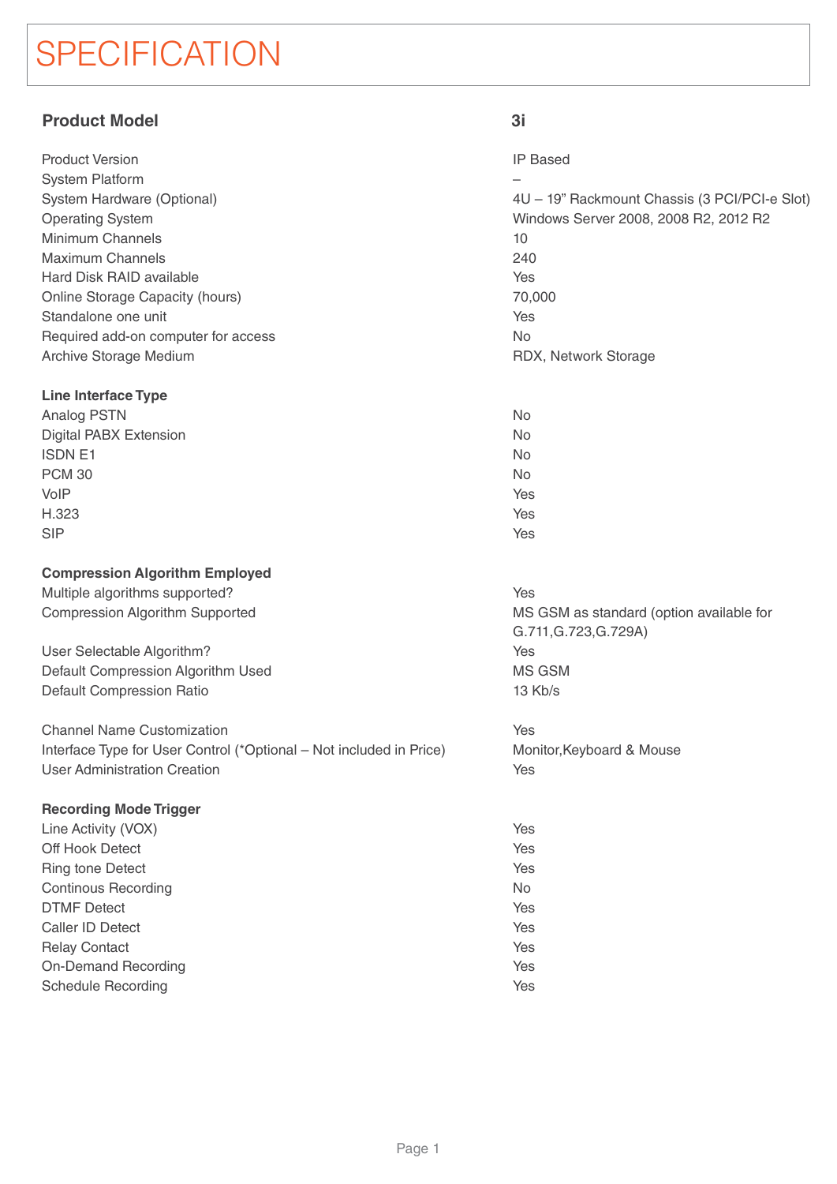# SPECIFICATION

| **Product Model** | **3i** |
|---|---|
| Product Version | IP Based |
| System Platform | – |
| System Hardware (Optional) | 4U – 19” Rackmount Chassis (3 PCI/PCI-e Slot) |
| Operating System | Windows Server 2008, 2008 R2, 2012 R2 |
| Minimum Channels | 10 |
| Maximum Channels | 240 |
| Hard Disk RAID available | Yes |
| Online Storage Capacity (hours) | 70,000 |
| Standalone one unit | Yes |
| Required add-on computer for access | No |
| Archive Storage Medium | RDX, Network Storage |
| **Line Interface Type** | |
| Analog PSTN | No |
| Digital PABX Extension | No |
| ISDN E1 | No |
| PCM 30 | No |
| VoIP | Yes |
| H.323 | Yes |
| SIP | Yes |
| **Compression Algorithm Employed** | |
| Multiple algorithms supported? | Yes |
| Compression Algorithm Supported | MS GSM as standard (option available for G.711,G.723,G.729A) |
| User Selectable Algorithm? | Yes |
| Default Compression Algorithm Used | MS GSM |
| Default Compression Ratio | 13 Kb/s |
| Channel Name Customization | Yes |
| Interface Type for User Control (*Optional – Not included in Price) | Monitor,Keyboard & Mouse |
| User Administration Creation | Yes |
| **Recording Mode Trigger** | |
| Line Activity (VOX) | Yes |
| Off Hook Detect | Yes |
| Ring tone Detect | Yes |
| Continous Recording | No |
| DTMF Detect | Yes |
| Caller ID Detect | Yes |
| Relay Contact | Yes |
| On-Demand Recording | Yes |
| Schedule Recording | Yes |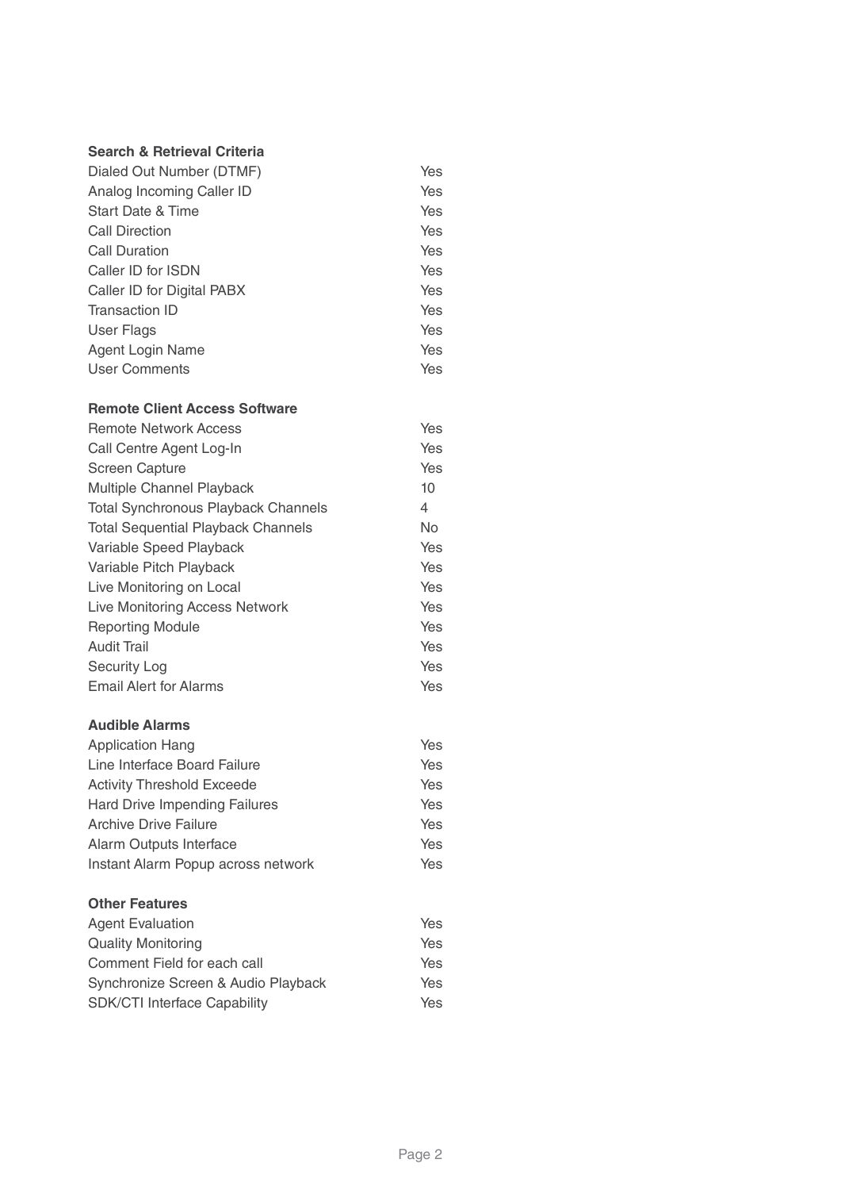**Search & Retrieval Criteria**

| | |
|---|---|
| Dialed Out Number (DTMF) | Yes |
| Analog Incoming Caller ID | Yes |
| Start Date & Time | Yes |
| Call Direction | Yes |
| Call Duration | Yes |
| Caller ID for ISDN | Yes |
| Caller ID for Digital PABX | Yes |
| Transaction ID | Yes |
| User Flags | Yes |
| Agent Login Name | Yes |
| User Comments | Yes |

**Remote Client Access Software**

| | |
|---|---|
| Remote Network Access | Yes |
| Call Centre Agent Log-In | Yes |
| Screen Capture | Yes |
| Multiple Channel Playback | 10 |
| Total Synchronous Playback Channels | 4 |
| Total Sequential Playback Channels | No |
| Variable Speed Playback | Yes |
| Variable Pitch Playback | Yes |
| Live Monitoring on Local | Yes |
| Live Monitoring Access Network | Yes |
| Reporting Module | Yes |
| Audit Trail | Yes |
| Security Log | Yes |
| Email Alert for Alarms | Yes |

**Audible Alarms**

| | |
|---|---|
| Application Hang | Yes |
| Line Interface Board Failure | Yes |
| Activity Threshold Exceede | Yes |
| Hard Drive Impending Failures | Yes |
| Archive Drive Failure | Yes |
| Alarm Outputs Interface | Yes |
| Instant Alarm Popup across network | Yes |

**Other Features**

| | |
|---|---|
| Agent Evaluation | Yes |
| Quality Monitoring | Yes |
| Comment Field for each call | Yes |
| Synchronize Screen & Audio Playback | Yes |
| SDK/CTI Interface Capability | Yes |